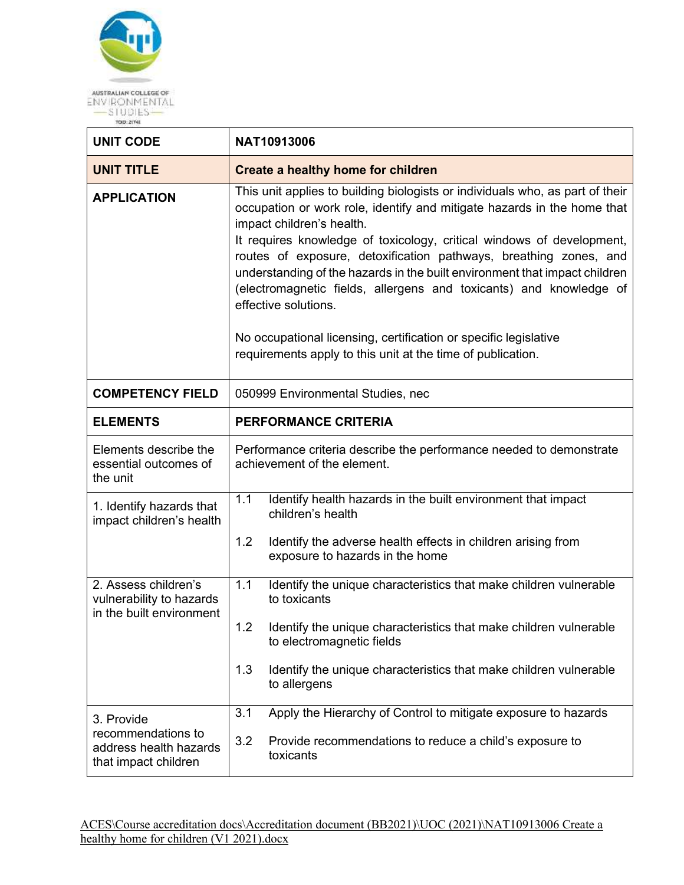AUSTRALIAN COLLEGE OF ENVIRONMENTAL STUDIES

TOID: 21748

| UNIT CODE | NAT10913006 |
| --- | --- |
| **UNIT TITLE** | **Create a healthy home for children** |
| **APPLICATION** | This unit applies to building biologists or individuals who, as part of their occupation or work role, identify and mitigate hazards in the home that impact children's health.<br>It requires knowledge of toxicology, critical windows of development, routes of exposure, detoxification pathways, breathing zones, and understanding of the hazards in the built environment that impact children (electromagnetic fields, allergens and toxicants) and knowledge of effective solutions.<br><br>No occupational licensing, certification or specific legislative requirements apply to this unit at the time of publication. |
| **COMPETENCY FIELD** | 050999 Environmental Studies, nec |
| **ELEMENTS** | **PERFORMANCE CRITERIA** |
| Elements describe the essential outcomes of the unit | Performance criteria describe the performance needed to demonstrate achievement of the element. |
| 1. Identify hazards that impact children's health | 1.1 Identify health hazards in the built environment that impact children's health<br><br>1.2 Identify the adverse health effects in children arising from exposure to hazards in the home |
| 2. Assess children's vulnerability to hazards in the built environment | 1.1 Identify the unique characteristics that make children vulnerable to toxicants<br><br>1.2 Identify the unique characteristics that make children vulnerable to electromagnetic fields<br><br>1.3 Identify the unique characteristics that make children vulnerable to allergens |
| 3. Provide recommendations to address health hazards that impact children | 3.1 Apply the Hierarchy of Control to mitigate exposure to hazards<br><br>3.2 Provide recommendations to reduce a child's exposure to toxicants |

ACES\Course accreditation docs\Accreditation document (BB2021)\UOC (2021)\NAT10913006 Create a healthy home for children (V1 2021).docx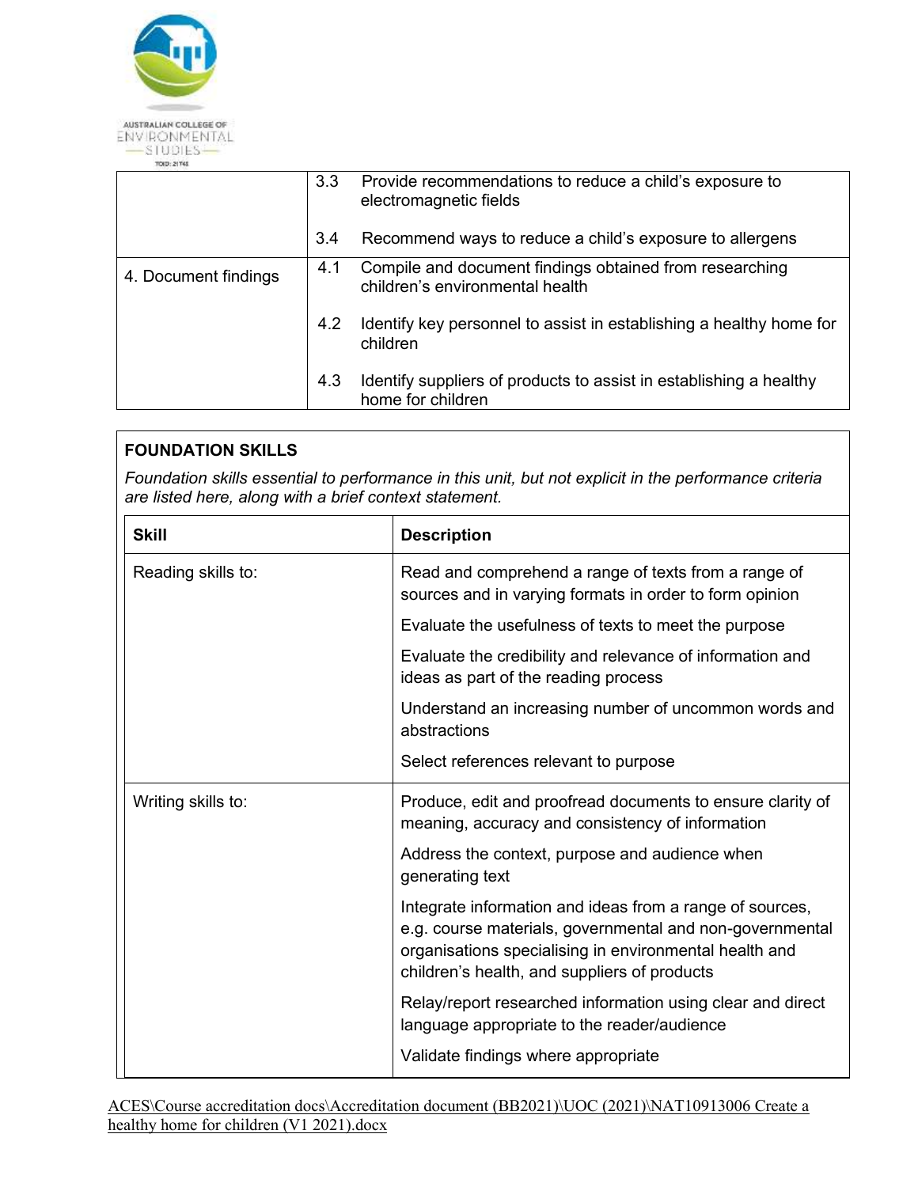| | | |
|---|---|---|
| | 3.3 | Provide recommendations to reduce a child's exposure to electromagnetic fields |
| | 3.4 | Recommend ways to reduce a child's exposure to allergens |
| 4. Document findings | 4.1 | Compile and document findings obtained from researching children's environmental health |
| | 4.2 | Identify key personnel to assist in establishing a healthy home for children |
| | 4.3 | Identify suppliers of products to assist in establishing a healthy home for children |

**FOUNDATION SKILLS**

*Foundation skills essential to performance in this unit, but not explicit in the performance criteria are listed here, along with a brief context statement.*

| Skill | Description |
|---|---|
| Reading skills to: | Read and comprehend a range of texts from a range of sources and in varying formats in order to form opinion<br><br>Evaluate the usefulness of texts to meet the purpose<br><br>Evaluate the credibility and relevance of information and ideas as part of the reading process<br><br>Understand an increasing number of uncommon words and abstractions<br><br>Select references relevant to purpose |
| Writing skills to: | Produce, edit and proofread documents to ensure clarity of meaning, accuracy and consistency of information<br><br>Address the context, purpose and audience when generating text<br><br>Integrate information and ideas from a range of sources, e.g. course materials, governmental and non-governmental organisations specialising in environmental health and children's health, and suppliers of products<br><br>Relay/report researched information using clear and direct language appropriate to the reader/audience<br><br>Validate findings where appropriate |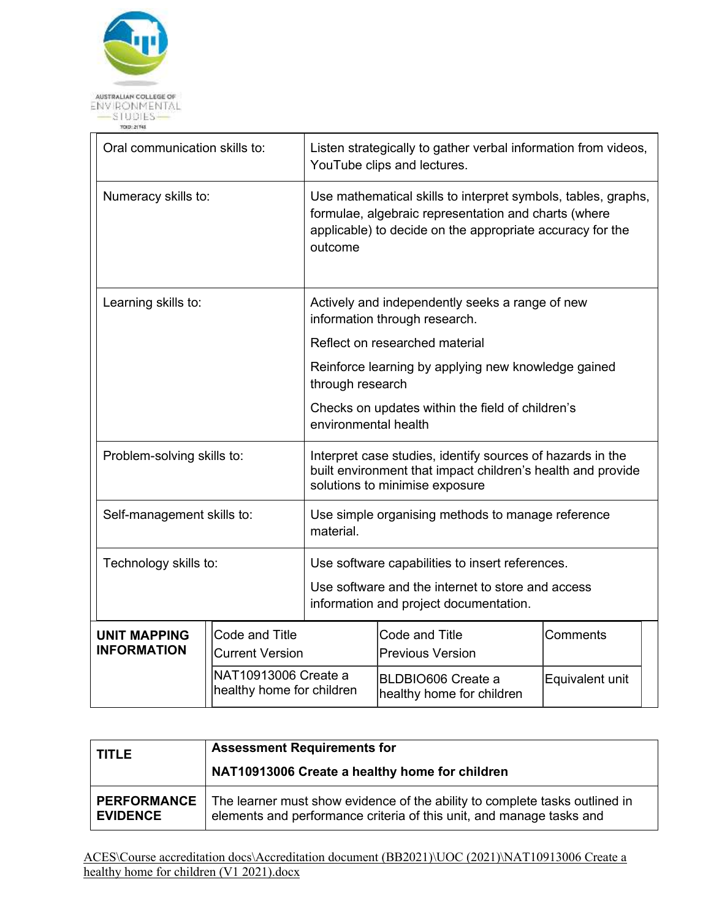| | |
|---|---|
| Oral communication skills to: | Listen strategically to gather verbal information from videos, YouTube clips and lectures. |
| Numeracy skills to: | Use mathematical skills to interpret symbols, tables, graphs, formulae, algebraic representation and charts (where applicable) to decide on the appropriate accuracy for the outcome |
| Learning skills to: | Actively and independently seeks a range of new information through research.<br><br>Reflect on researched material<br><br>Reinforce learning by applying new knowledge gained through research<br><br>Checks on updates within the field of children's environmental health |
| Problem-solving skills to: | Interpret case studies, identify sources of hazards in the built environment that impact children's health and provide solutions to minimise exposure |
| Self-management skills to: | Use simple organising methods to manage reference material. |
| Technology skills to: | Use software capabilities to insert references.<br><br>Use software and the internet to store and access information and project documentation. |

| **UNIT MAPPING INFORMATION** | Code and Title Current Version | Code and Title Previous Version | Comments |
|---|---|---|---|
| | NAT10913006 Create a healthy home for children | BLDBIO606 Create a healthy home for children | Equivalent unit |

| | |
|---|---|
| **TITLE** | **Assessment Requirements for**<br><br>**NAT10913006 Create a healthy home for children** |
| **PERFORMANCE EVIDENCE** | The learner must show evidence of the ability to complete tasks outlined in elements and performance criteria of this unit, and manage tasks and |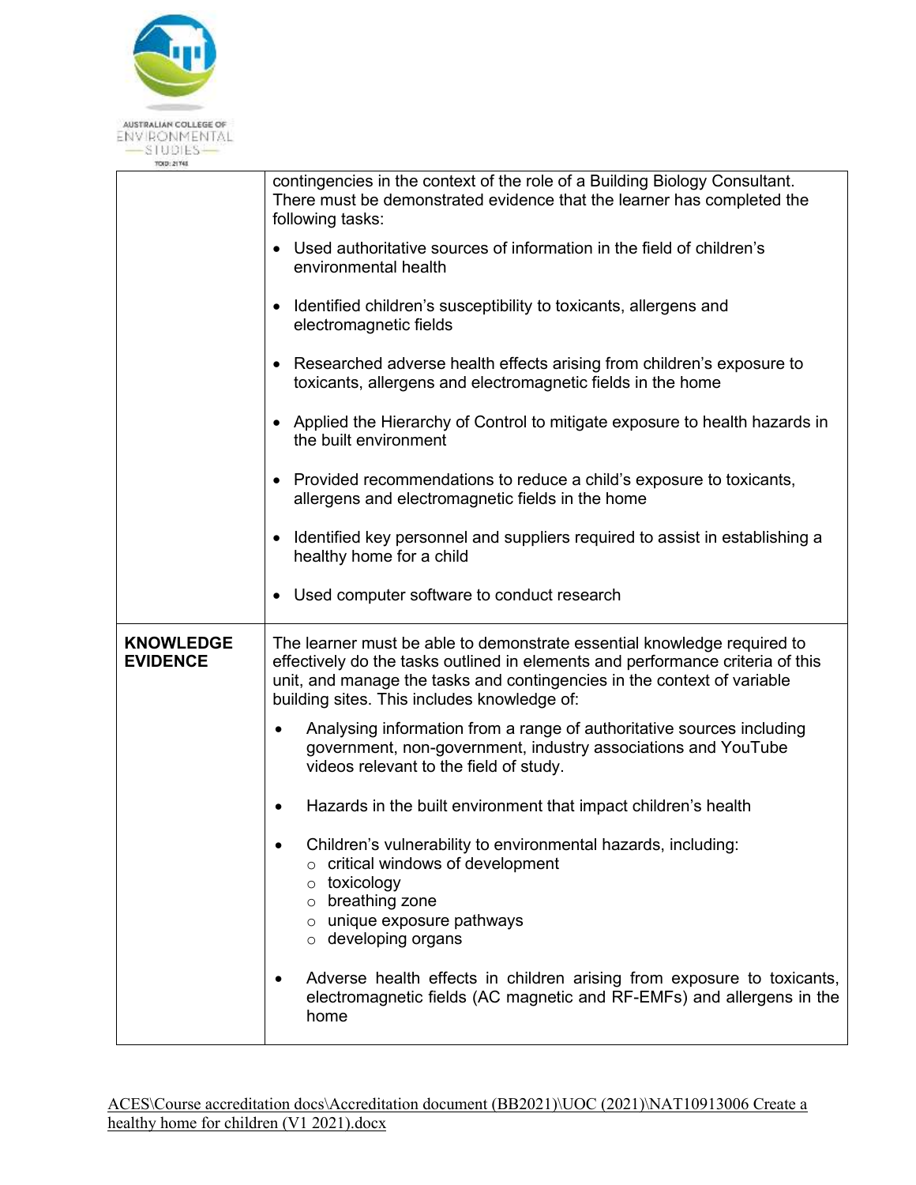| | |
|---|---|
| | contingencies in the context of the role of a Building Biology Consultant. There must be demonstrated evidence that the learner has completed the following tasks:<br><br>• Used authoritative sources of information in the field of children's environmental health<br>• Identified children's susceptibility to toxicants, allergens and electromagnetic fields<br>• Researched adverse health effects arising from children's exposure to toxicants, allergens and electromagnetic fields in the home<br>• Applied the Hierarchy of Control to mitigate exposure to health hazards in the built environment<br>• Provided recommendations to reduce a child's exposure to toxicants, allergens and electromagnetic fields in the home<br>• Identified key personnel and suppliers required to assist in establishing a healthy home for a child<br>• Used computer software to conduct research |
| **KNOWLEDGE EVIDENCE** | The learner must be able to demonstrate essential knowledge required to effectively do the tasks outlined in elements and performance criteria of this unit, and manage the tasks and contingencies in the context of variable building sites. This includes knowledge of:<br><br>• Analysing information from a range of authoritative sources including government, non-government, industry associations and YouTube videos relevant to the field of study.<br>• Hazards in the built environment that impact children's health<br>• Children's vulnerability to environmental hazards, including:<br>&nbsp;&nbsp;&nbsp;&nbsp;○ critical windows of development<br>&nbsp;&nbsp;&nbsp;&nbsp;○ toxicology<br>&nbsp;&nbsp;&nbsp;&nbsp;○ breathing zone<br>&nbsp;&nbsp;&nbsp;&nbsp;○ unique exposure pathways<br>&nbsp;&nbsp;&nbsp;&nbsp;○ developing organs<br>• Adverse health effects in children arising from exposure to toxicants, electromagnetic fields (AC magnetic and RF-EMFs) and allergens in the home |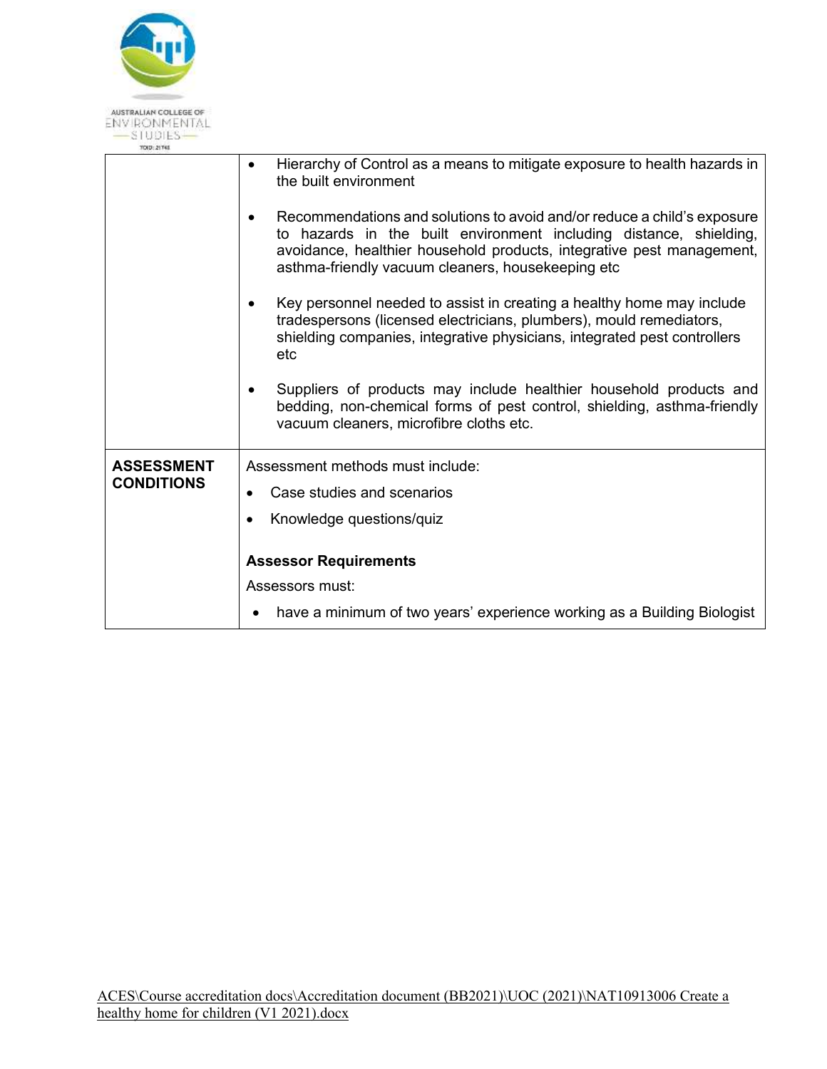| | |
|---|---|
| | • Hierarchy of Control as a means to mitigate exposure to health hazards in the built environment<br><br>• Recommendations and solutions to avoid and/or reduce a child's exposure to hazards in the built environment including distance, shielding, avoidance, healthier household products, integrative pest management, asthma-friendly vacuum cleaners, housekeeping etc<br><br>• Key personnel needed to assist in creating a healthy home may include tradespersons (licensed electricians, plumbers), mould remediators, shielding companies, integrative physicians, integrated pest controllers etc<br><br>• Suppliers of products may include healthier household products and bedding, non-chemical forms of pest control, shielding, asthma-friendly vacuum cleaners, microfibre cloths etc. |
| **ASSESSMENT CONDITIONS** | Assessment methods must include:<br>• Case studies and scenarios<br>• Knowledge questions/quiz<br><br>**Assessor Requirements**<br>Assessors must:<br>• have a minimum of two years' experience working as a Building Biologist |